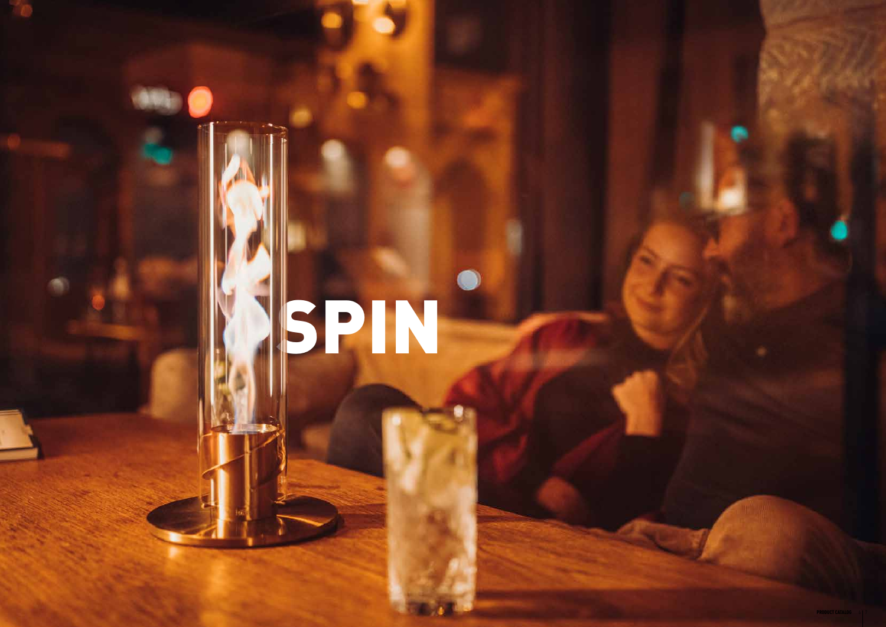# SPIN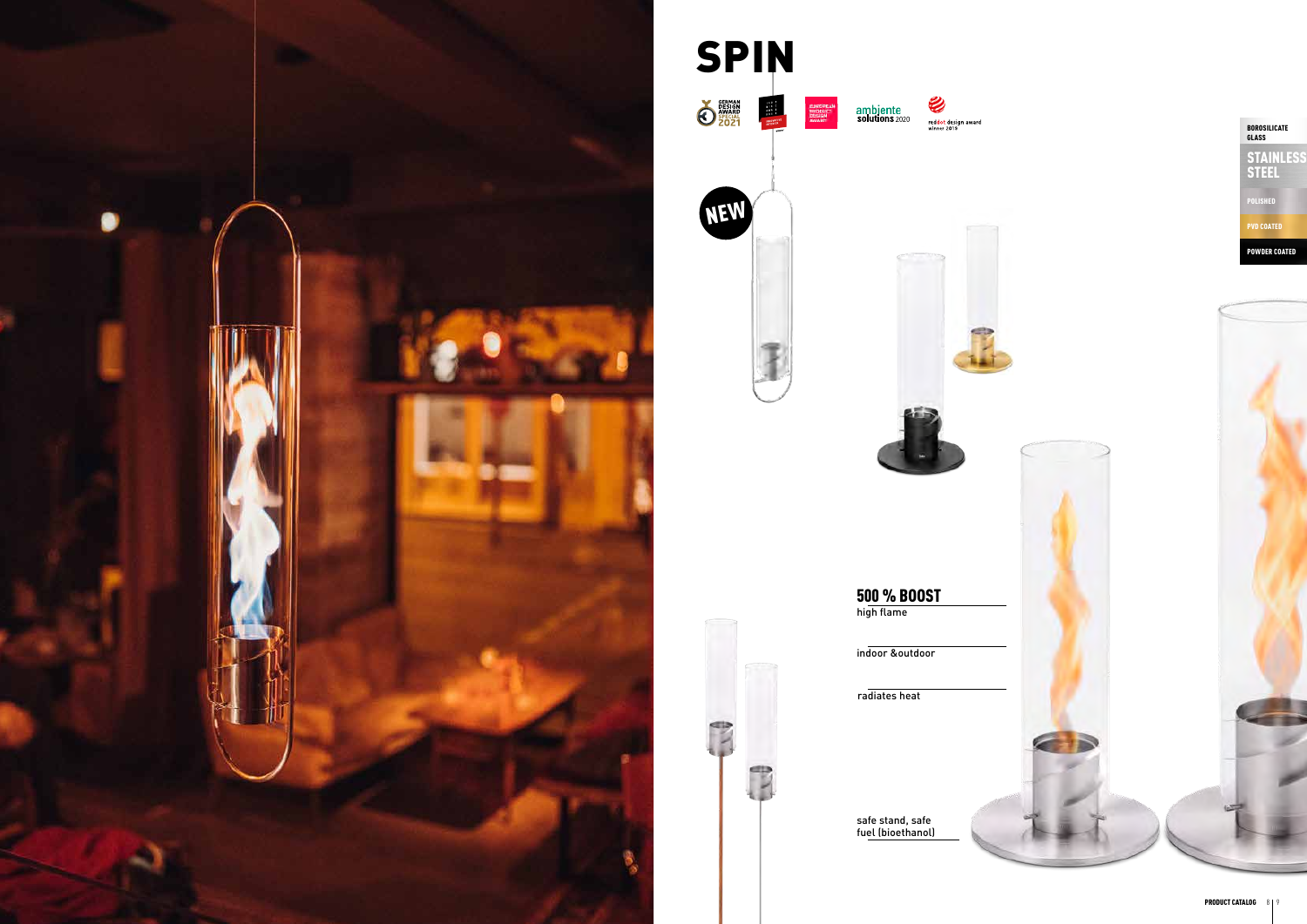# SPIN

NEW

BOROSILICATE GLASS

STAINLESS STEEL

POLISHED

PVD COATED

POWDER COATED

**500 % BOOST**
high flame

indoor &outdoor

radiates heat

safe stand, safe fuel (bioethanol)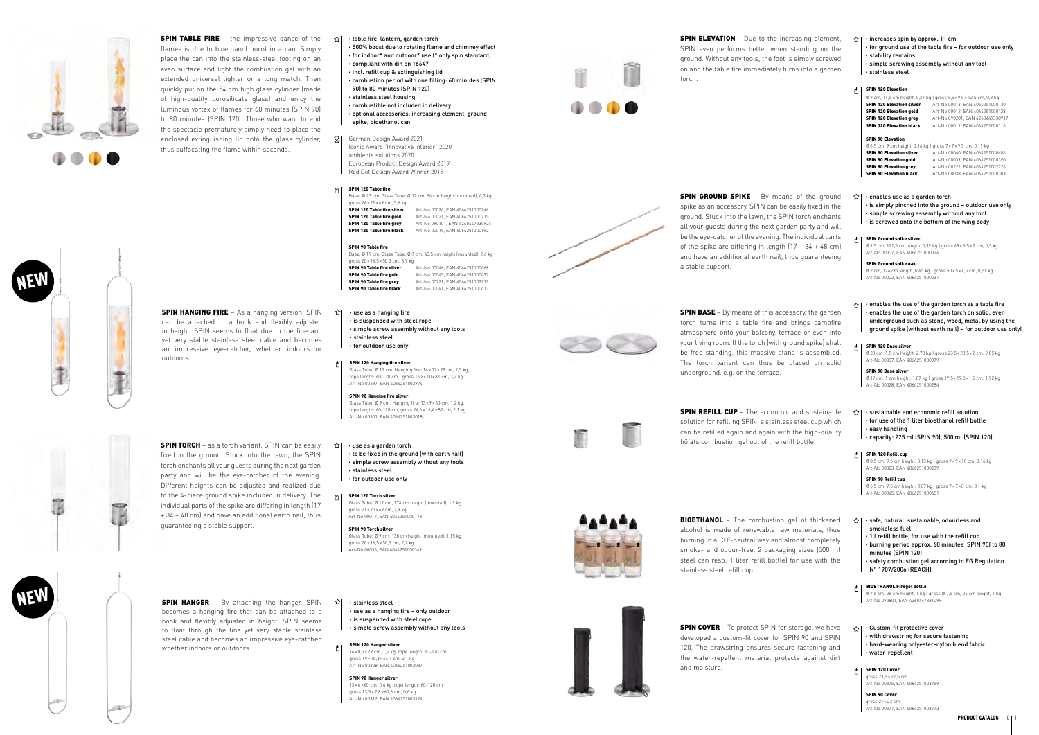**SPIN TABLE FIRE** – the impressive dance of the flames is due to bioethanol burnt in a can. Simply place the can into the stainless-steel footing on an even surface and light the combustion gel with an extended universal lighter or a long match. Then quickly put on the 54 cm high glass cylinder (made of high-quality borosilicate glass) and enjoy the luminous vortex of flames for 60 minutes (SPIN 90) to 80 minutes (SPIN 120). Those who want to end the spectacle prematurely simply need to place the enclosed extinguishing lid onto the glass cylinder, thus suffocating the flame within seconds.

- table fire, lantern, garden torch
- 500% boost due to rotating flame and chimney effect
- for indoor* and outdoor* use (* only spin standard)
- compliant with din en 16647
- incl. refill cup & extinguishing lid
- combustion period with one filling: 60 minutes (SPIN 90) to 80 minutes (SPIN 120)
- stainless steel housing
- combustible not included in delivery
- optional accessories: increasing element, ground spike, bioethanol can

German Design Award 2021
Iconic Award "Innovative Interior" 2020
ambiente solutions 2020
European Product Design Award 2019
Red Dot Design Award Winner 2019

**SPIN 120 Table fire**
Base: Ø 23 cm, Glass Tube: Ø 12 cm, 54 cm height (mounted), 4,3 kg
gross 24 × 21 × 69 cm, 5,6 kg

| | |
|---|---|
| **SPIN 120 Table fire silver** | Art-No 00026, EAN 4064251000246 |
| **SPIN 120 Table fire gold** | Art-No 00021, EAN 4064251000215 |
| **SPIN 120 Table fire grey** | Art-No 090101, EAN 4260447330924 |
| **SPIN 120 Table fire black** | Art-No 00019, EAN 4064251000192 |

**SPIN 90 Table fire**
Base: Ø 19 cm, Glass Tube: Ø 9 cm, 40,5 cm height (mounted), 2,6 kg
gross 20 × 16,5 × 50,5 cm, 3,7 kg

| | |
|---|---|
| **SPIN 90 Table fire silver** | Art-No 00046, EAN 4064251000468 |
| **SPIN 90 Table fire gold** | Art-No 00043, EAN 4064251000437 |
| **SPIN 90 Table fire grey** | Art-No 00221, EAN 4064251002219 |
| **SPIN 90 Table fire black** | Art-No 00041, EAN 4064251000413 |

**SPIN HANGING FIRE** – As a hanging version, SPIN can be attached to a hook and flexibly adjusted in height. SPIN seems to float due to the fine and yet very stable stainless steel cable and becomes an impressive eye-catcher, whether indoors or outdoors.

- use as a hanging fire
- is suspended with steel rope
- simple screw assembly without any tools
- stainless steel
- for outdoor use only

**SPIN 120 Hanging fire silver**
Glass Tube: Ø 12 cm, Hanging fire: 16 × 12 × 79 cm, 2,5 kg, rope length: 60–120 cm | gross 16,8 × 10 × 81 cm, 3,2 kg
Art-No 00297, EAN 4064251002974

**SPIN 90 Hanging fire silver**
Glass Tube: Ø 9 cm, Hanging fire: 13 × 9 × 60 cm, 1,2 kg, rope length: 60–120 cm, gross 24,6 × 16,4 × 82 cm, 2,1 kg
Art-No 00301, EAN 4064251003018

**SPIN TORCH** – as a torch variant, SPIN can be easily fixed in the ground. Stuck into the lawn, the SPIN torch enchants all your guests during the next garden party and will be the eye-catcher of the evening. Different heights can be adjusted and realized due to the 4-piece ground spike included in delivery. The individual parts of the spike are differing in length (17 + 34 + 48 cm) and have an additional earth nail, thus guaranteeing a stable support.

- use as a garden torch
- to be fixed in the ground (with earth nail)
- simple screw assembly without any tools
- stainless steel
- for outdoor use only

**SPIN 120 Torch silver**
Glass Tube: Ø 12 cm, 176 cm height (mounted), 1,9 kg
gross 21 × 20 × 69 cm, 2,9 kg
Art-No 00017, EAN 4064251000178

**SPIN 90 Torch silver**
Glass Tube: Ø 9 cm, 138 cm height (mounted), 1,15 kg
gross 20 × 16,5 × 50,5 cm, 2,2 kg
Art-No 00036, EAN 4064251000369

**SPIN HANGER** – By attaching the hanger, SPIN becomes a hanging fire that can be attached to a hook and flexibly adjusted in height. SPIN seems to float through the fine yet very stable stainless steel cable and becomes an impressive eye-catcher, whether indoors or outdoors.

- stainless steel
- use as a hanging fire – only outdoor
- is suspended with steel rope
- simple screw assembly without any tools

**SPIN 120 Hanger silver**
16 × 8,5 × 79 cm, 1,2 kg, rope length: 60–120 cm
gross 19 × 15,3 × 64,1 cm, 2,1 kg
Art-No 00308, EAN 4064251003087

**SPIN 90 Hanger silver**
13 × 6 × 60 cm, 0,4 kg, rope length: 60–120 cm
gross 13,3 × 7,8 × 62,6 cm, 0,6 kg
Art-No 00312, EAN 4064251003124

**SPIN ELEVATION** – Due to the increasing element, SPIN even performs better when standing on the ground. Without any tools, the foot is simply screwed on and the table fire immediately turns into a garden torch.

- increases spin by approx. 11 cm
- for ground use of the table fire – for outdoor use only
- stability remains
- simple screwing assembly without any tool
- stainless steel

**SPIN 120 Elevation**
Ø 9 cm, 11,5 cm height, 0,27 kg | gross 9,5 × 9,5 × 12,5 cm, 0,3 kg

| | |
|---|---|
| **SPIN 120 Elevation silver** | Art-No 00013, EAN 4064251000130 |
| **SPIN 120 Elevation gold** | Art-No 00012, EAN 4064251000123 |
| **SPIN 120 Elevation grey** | Art-No 090201, EAN 4260447330917 |
| **SPIN 120 Elevation black** | Art-No 00011, EAN 4064251000116 |

**SPIN 90 Elevation**
Ø 6,5 cm, 9 cm height, 0,16 kg | gross 7 × 7 × 9,5 cm, 0,19 kg

| | |
|---|---|
| **SPIN 90 Elevation silver** | Art-No 00040, EAN 4064251000406 |
| **SPIN 90 Elevation gold** | Art-No 00039, EAN 4064251000390 |
| **SPIN 90 Elevation grey** | Art-No 00222, EAN 4064251002226 |
| **SPIN 90 Elevation black** | Art-No 00038, EAN 4064251000383 |

**SPIN GROUND SPIKE** – By means of the ground spike as an accessory, SPIN can be easily fixed in the ground. Stuck into the lawn, the SPIN torch enchants all your guests during the next garden party and will be the eye-catcher of the evening. The individual parts of the spike are differing in length (17 + 34 + 48 cm) and have an additional earth nail, thus guaranteeing a stable support.

- enables use as a garden torch
- is simply pinched into the ground – outdoor use only
- simple screwing assembly without any tool
- is screwed onto the bottom of the wing body

**SPIN Ground spike silver**
Ø 1,5 cm, 121,5 cm length, 0,39 kg | gross 49 × 5,5 × 2 cm, 0,5 kg
Art-No 00002, EAN 4064251000024

**SPIN Ground spike oak**
Ø 2 cm, 124 cm length, 0,45 kg | gross 50 × 5 × 4,5 cm, 0,51 kg
Art-No 00003, EAN 4064251000031

**SPIN BASE** – By means of this accessory, the garden torch turns into a table fire and brings campfire atmosphere onto your balcony, terrace or even into your living room. If the torch (with ground spike) shall be free-standing, this massive stand is assembled. The torch variant can thus be placed on solid underground, e.g. on the terrace.

- enables the use of the garden torch as a table fire
- enables the use of the garden torch on solid, even underground such as stone, wood, metal by using the ground spike (without earth nail) – for outdoor use only!

**SPIN 120 Base silver**
Ø 23 cm, 1,5 cm height, 2,78 kg | gross 23,5 × 23,5 × 2 cm, 2,85 kg
Art-No 00007, EAN 4064251000079

**SPIN 90 Base silver**
Ø 19 cm, 1 cm height, 1,87 kg | gross 19,5 × 19,5 × 1,5 cm, 1,92 kg
Art-No 00028, EAN 4064251000284

**SPIN REFILL CUP** – The economic and sustainable solution for refilling SPIN: a stainless steel cup which can be refilled again and again with the high-quality höfats combustion gel out of the refill bottle.

- sustainable and economic refill solution
- for use of the 1 liter bioethanol refill bottle
- easy handling
- capacity: 225 ml (SPIN 90), 500 ml (SPIN 120)

**SPIN 120 Refill cup**
Ø 8,5 cm, 9,5 cm height, 0,13 kg | gross 9 × 9 × 10 cm, 0,16 kg
Art-No 00023, EAN 4064251000239

**SPIN 90 Refill cup**
Ø 6,5 cm, 7,5 cm height, 0,07 kg | gross 7 × 7 × 8 cm, 0,1 kg
Art-No 00045, EAN 4064251000451

**BIOETHANOL** – The combustion gel of thickened alcohol is made of renewable raw materials, thus burning in a $CO^2$-neutral way and almost completely smoke- and odour-free. 2 packaging sizes (500 ml steel can resp. 1 liter refill bottle) for use with the stainless steel refill cup.

- safe, natural, sustainable, odourless and smokeless fuel
- 1 l refill bottle, for use with the refill cup.
- burning period approx. 60 minutes (SPIN 90) to 80 minutes (SPIN 120)
- safety combustion gel according to EG Regulation Nº 1907/2006 (REACH)

**BIOETHANOL Firegel bottle**
Ø 7,5 cm, 26 cm height, 1 kg | gross Ø 7,5 cm, 26 cm height, 1 kg
Art-No 090801, EAN 4260447331099

**SPIN COVER** – To protect SPIN for storage, we have developed a custom-fit cover for SPIN 90 and SPIN 120. The drawstring ensures secure fastening and the water-repellent material protects against dirt and moisture.

- Custom-fit protective cover
- with drawstring for secure fastening
- hard-wearing polyester-nylon blend fabric
- water-repellent

**SPIN 120 Cover**
gross 23,5 × 27,5 cm
Art-No 00375, EAN 4064251003759

**SPIN 90 Cover**
gross 21 × 23 cm
Art-No 00377, EAN 4064251003773